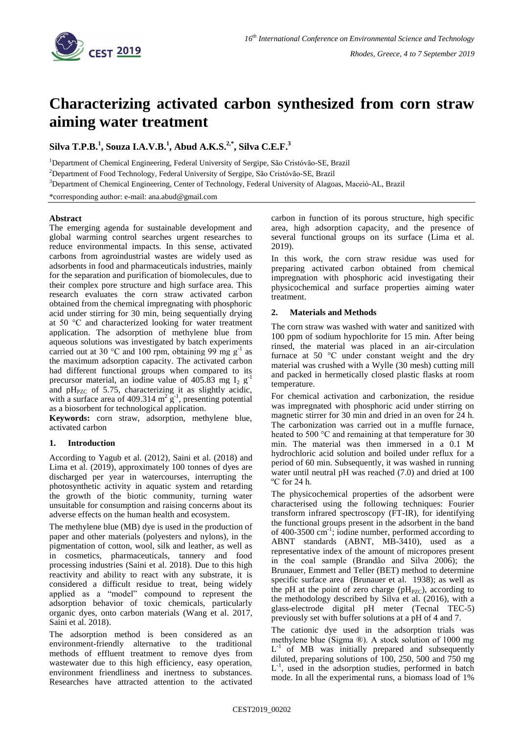# Characterizing activated carbon synthesized from corn straw aiming water treatment

**Silva T.P.B.[1], Souza I.A.V.B.[1], Abud A.K.S.[2,*], Silva C.E.F.[3]**

[1]Department of Chemical Engineering, Federal University of Sergipe, São Cristóvão-SE, Brazil

[2]Department of Food Technology, Federal University of Sergipe, São Cristóvão-SE, Brazil

[3]Department of Chemical Engineering, Center of Technology, Federal University of Alagoas, Maceió-AL, Brazil

*corresponding author: e-mail: ana.abud@gmail.com

**Abstract**

The emerging agenda for sustainable development and global warming control searches urgent researches to reduce environmental impacts. In this sense, activated carbons from agroindustrial wastes are widely used as adsorbents in food and pharmaceuticals industries, mainly for the separation and purification of biomolecules, due to their complex pore structure and high surface area. This research evaluates the corn straw activated carbon obtained from the chemical impregnating with phosphoric acid under stirring for 30 min, being sequentially drying at 50 °C and characterized looking for water treatment application. The adsorption of methylene blue from aqueous solutions was investigated by batch experiments carried out at 30 °C and 100 rpm, obtaining 99 mg $g^{-1}$ as the maximum adsorption capacity. The activated carbon had different functional groups when compared to its precursor material, an iodine value of 405.83 mg $I_2$ $g^{-1}$ and $pH_{PZC}$ of 5.75, characterizing it as slightly acidic, with a surface area of 409.314 $m^2$ $g^{-1}$, presenting potential as a biosorbent for technological application.

**Keywords:** corn straw, adsorption, methylene blue, activated carbon

## 1. Introduction

According to Yagub et al. (2012), Saini et al. (2018) and Lima et al. (2019), approximately 100 tonnes of dyes are discharged per year in watercourses, interrupting the photosynthetic activity in aquatic system and retarding the growth of the biotic community, turning water unsuitable for consumption and raising concerns about its adverse effects on the human health and ecosystem.

The methylene blue (MB) dye is used in the production of paper and other materials (polyesters and nylons), in the pigmentation of cotton, wool, silk and leather, as well as in cosmetics, pharmaceuticals, tannery and food processing industries (Saini et al. 2018). Due to this high reactivity and ability to react with any substrate, it is considered a difficult residue to treat, being widely applied as a "model" compound to represent the adsorption behavior of toxic chemicals, particularly organic dyes, onto carbon materials (Wang et al. 2017, Saini et al. 2018).

The adsorption method is been considered as an environment-friendly alternative to the traditional methods of effluent treatment to remove dyes from wastewater due to this high efficiency, easy operation, environment friendliness and inertness to substances. Researches have attracted attention to the activated carbon in function of its porous structure, high specific area, high adsorption capacity, and the presence of several functional groups on its surface (Lima et al. 2019).

In this work, the corn straw residue was used for preparing activated carbon obtained from chemical impregnation with phosphoric acid investigating their physicochemical and surface properties aiming water treatment.

## 2. Materials and Methods

The corn straw was washed with water and sanitized with 100 ppm of sodium hypochlorite for 15 min. After being rinsed, the material was placed in an air-circulation furnace at 50 °C under constant weight and the dry material was crushed with a Wylle (30 mesh) cutting mill and packed in hermetically closed plastic flasks at room temperature.

For chemical activation and carbonization, the residue was impregnated with phosphoric acid under stirring on magnetic stirrer for 30 min and dried in an oven for 24 h. The carbonization was carried out in a muffle furnace, heated to 500 °C and remaining at that temperature for 30 min. The material was then immersed in a 0.1 M hydrochloric acid solution and boiled under reflux for a period of 60 min. Subsequently, it was washed in running water until neutral pH was reached (7.0) and dried at 100 ºC for 24 h.

The physicochemical properties of the adsorbent were characterised using the following techniques: Fourier transform infrared spectroscopy (FT-IR), for identifying the functional groups present in the adsorbent in the band of 400-3500 $cm^{-1}$; iodine number, performed according to ABNT standards (ABNT, MB-3410), used as a representative index of the amount of micropores present in the coal sample (Brandão and Silva 2006); the Brunauer, Emmett and Teller (BET) method to determine specific surface area (Brunauer et al. 1938); as well as the pH at the point of zero charge ($pH_{PZC}$), according to the methodology described by Silva et al. (2016), with a glass-electrode digital pH meter (Tecnal TEC-5) previously set with buffer solutions at a pH of 4 and 7.

The cationic dye used in the adsorption trials was methylene blue (Sigma ®). A stock solution of 1000 mg $L^{-1}$ of MB was initially prepared and subsequently diluted, preparing solutions of 100, 250, 500 and 750 mg $L^{-1}$, used in the adsorption studies, performed in batch mode. In all the experimental runs, a biomass load of 1%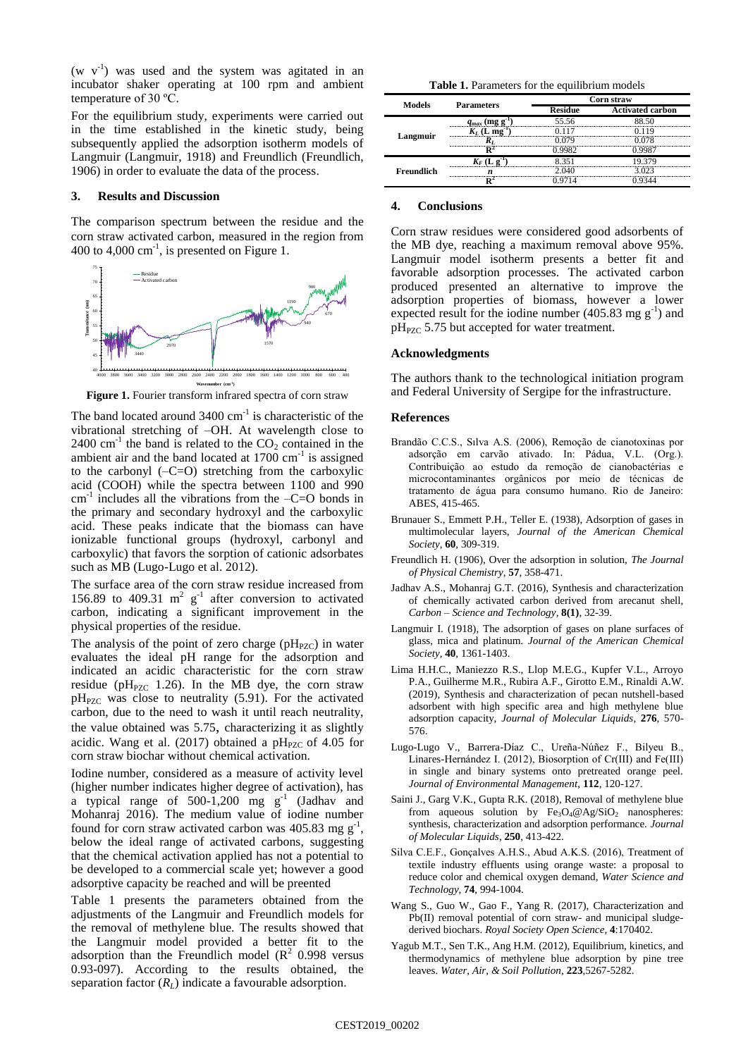(w v$^{-1}$) was used and the system was agitated in an incubator shaker operating at 100 rpm and ambient temperature of 30 ºC.

For the equilibrium study, experiments were carried out in the time established in the kinetic study, being subsequently applied the adsorption isotherm models of Langmuir (Langmuir, 1918) and Freundlich (Freundlich, 1906) in order to evaluate the data of the process.

## 3. Results and Discussion

The comparison spectrum between the residue and the corn straw activated carbon, measured in the region from 400 to 4,000 cm$^{-1}$, is presented on Figure 1.

75
70
65
60
55
50
45
40
Transmittance (nm)
Residue
Activated carbon
900
1190
670
940
2970
1570
3440
4000 3800 3600 3400 3200 3000 2800 2600 2400 2200 2000 1800 1600 1400 1200 1000 800 600 400
Wavenumber (cm$^{-1}$)

**Figure 1.** Fourier transform infrared spectra of corn straw

The band located around 3400 cm$^{-1}$ is characteristic of the vibrational stretching of –OH. At wavelength close to 2400 cm$^{-1}$ the band is related to the $CO_2$ contained in the ambient air and the band located at 1700 cm$^{-1}$ is assigned to the carbonyl (–C=O) stretching from the carboxylic acid (COOH) while the spectra between 1100 and 990 cm$^{-1}$ includes all the vibrations from the –C=O bonds in the primary and secondary hydroxyl and the carboxylic acid. These peaks indicate that the biomass can have ionizable functional groups (hydroxyl, carbonyl and carboxylic) that favors the sorption of cationic adsorbates such as MB (Lugo-Lugo et al. 2012).

The surface area of the corn straw residue increased from 156.89 to 409.31 m$^2$ g$^{-1}$ after conversion to activated carbon, indicating a significant improvement in the physical properties of the residue.

The analysis of the point of zero charge ($pH_{PZC}$) in water evaluates the ideal pH range for the adsorption and indicated an acidic characteristic for the corn straw residue ($pH_{PZC}$ 1.26). In the MB dye, the corn straw $pH_{PZC}$ was close to neutrality (5.91). For the activated carbon, due to the need to wash it until reach neutrality, the value obtained was 5.75, characterizing it as slightly acidic. Wang et al. (2017) obtained a $pH_{PZC}$ of 4.05 for corn straw biochar without chemical activation.

Iodine number, considered as a measure of activity level (higher number indicates higher degree of activation), has a typical range of 500-1,200 mg g$^{-1}$ (Jadhav and Mohanraj 2016). The medium value of iodine number found for corn straw activated carbon was 405.83 mg g$^{-1}$, below the ideal range of activated carbons, suggesting that the chemical activation applied has not a potential to be developed to a commercial scale yet; however a good adsorptive capacity be reached and will be preented

Table 1 presents the parameters obtained from the adjustments of the Langmuir and Freundlich models for the removal of methylene blue. The results showed that the Langmuir model provided a better fit to the adsorption than the Freundlich model ($R^2$ 0.998 versus 0.93-097). According to the results obtained, the separation factor ($R_L$) indicate a favourable adsorption.

**Table 1.** Parameters for the equilibrium models

| Models | Parameters | Corn straw | |
|---|---|---|---|
| | | Residue | Activated carbon |
| Langmuir | $q_{max}$ (mg g$^{-1}$) | 55.56 | 88.50 |
| | $K_L$ (L mg$^{-1}$) | 0.117 | 0.119 |
| | $R_L$ | 0.079 | 0.078 |
| | $R^2$ | 0.9982 | 0.9987 |
| Freundlich | $K_F$ (L g$^{-1}$) | 8.351 | 19.379 |
| | $n$ | 2.040 | 3.023 |
| | $R^2$ | 0.9714 | 0.9344 |

## 4. Conclusions

Corn straw residues were considered good adsorbents of the MB dye, reaching a maximum removal above 95%. Langmuir model isotherm presents a better fit and favorable adsorption processes. The activated carbon produced presented an alternative to improve the adsorption properties of biomass, however a lower expected result for the iodine number (405.83 mg g$^{-1}$) and $pH_{PZC}$ 5.75 but accepted for water treatment.

## Acknowledgments

The authors thank to the technological initiation program and Federal University of Sergipe for the infrastructure.

## References

Brandão C.C.S., Sılva A.S. (2006), Remoção de cianotoxinas por adsorção em carvão ativado. In: Pádua, V.L. (Org.). Contribuição ao estudo da remoção de cianobactérias e microcontaminantes orgânicos por meio de técnicas de tratamento de água para consumo humano. Rio de Janeiro: ABES, 415-465.

Brunauer S., Emmett P.H., Teller E. (1938), Adsorption of gases in multimolecular layers, *Journal of the American Chemical Society*, **60**, 309-319.

Freundlich H. (1906), Over the adsorption in solution, *The Journal of Physical Chemistry*, **57**, 358-471.

Jadhav A.S., Mohanraj G.T. (2016), Synthesis and characterization of chemically activated carbon derived from arecanut shell, *Carbon – Science and Technology*, **8(1)**, 32-39.

Langmuir I. (1918), The adsorption of gases on plane surfaces of glass, mica and platinum. *Journal of the American Chemical Society*, **40**, 1361-1403.

Lima H.H.C., Maniezzo R.S., Llop M.E.G., Kupfer V.L., Arroyo P.A., Guilherme M.R., Rubira A.F., Girotto E.M., Rinaldi A.W. (2019), Synthesis and characterization of pecan nutshell-based adsorbent with high specific area and high methylene blue adsorption capacity, *Journal of Molecular Liquids*, **276**, 570-576.

Lugo-Lugo V., Barrera-Díaz C., Ureña-Núñez F., Bilyeu B., Linares-Hernández I. (2012), Biosorption of Cr(III) and Fe(III) in single and binary systems onto pretreated orange peel. *Journal of Environmental Management*, **112**, 120-127.

Saini J., Garg V.K., Gupta R.K. (2018), Removal of methylene blue from aqueous solution by $Fe_3O_4$@Ag/$SiO_2$ nanospheres: synthesis, characterization and adsorption performance. *Journal of Molecular Liquids*, **250**, 413-422.

Silva C.E.F., Gonçalves A.H.S., Abud A.K.S. (2016), Treatment of textile industry effluents using orange waste: a proposal to reduce color and chemical oxygen demand, *Water Science and Technology*, **74**, 994-1004.

Wang S., Guo W., Gao F., Yang R. (2017), Characterization and Pb(II) removal potential of corn straw- and municipal sludge-derived biochars. *Royal Society Open Science*, **4**:170402.

Yagub M.T., Sen T.K., Ang H.M. (2012), Equilibrium, kinetics, and thermodynamics of methylene blue adsorption by pine tree leaves. *Water, Air, & Soil Pollution*, **223**,5267-5282.